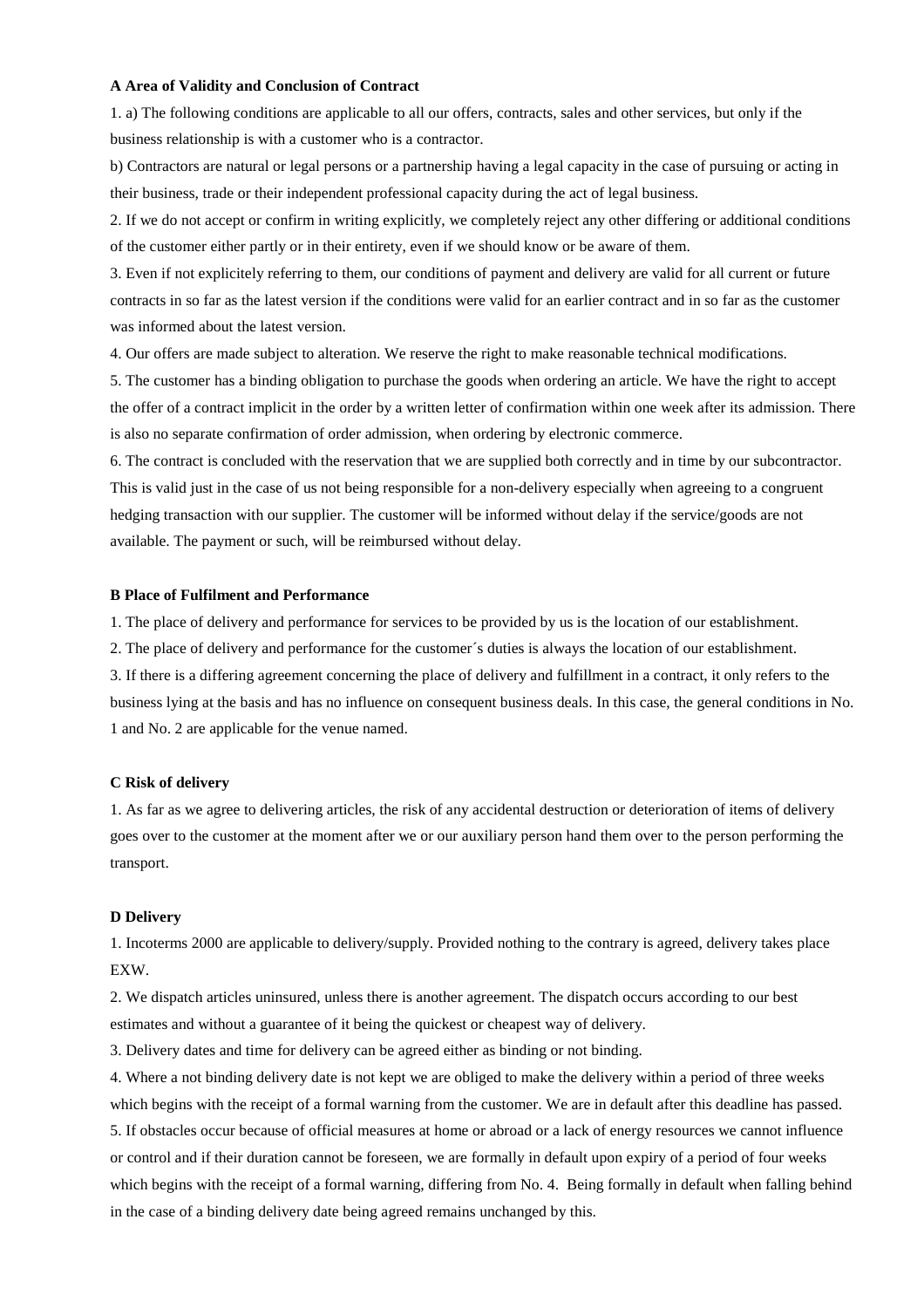**A Area of Validity and Conclusion of Contract**

1. a) The following conditions are applicable to all our offers, contracts, sales and other services, but only if the business relationship is with a customer who is a contractor.

b) Contractors are natural or legal persons or a partnership having a legal capacity in the case of pursuing or acting in their business, trade or their independent professional capacity during the act of legal business.

2. If we do not accept or confirm in writing explicitly, we completely reject any other differing or additional conditions of the customer either partly or in their entirety, even if we should know or be aware of them.

3. Even if not explicitely referring to them, our conditions of payment and delivery are valid for all current or future contracts in so far as the latest version if the conditions were valid for an earlier contract and in so far as the customer was informed about the latest version.

4. Our offers are made subject to alteration. We reserve the right to make reasonable technical modifications.

5. The customer has a binding obligation to purchase the goods when ordering an article. We have the right to accept the offer of a contract implicit in the order by a written letter of confirmation within one week after its admission. There is also no separate confirmation of order admission, when ordering by electronic commerce.

6. The contract is concluded with the reservation that we are supplied both correctly and in time by our subcontractor. This is valid just in the case of us not being responsible for a non-delivery especially when agreeing to a congruent hedging transaction with our supplier. The customer will be informed without delay if the service/goods are not available. The payment or such, will be reimbursed without delay.

**B Place of Fulfilment and Performance**

1. The place of delivery and performance for services to be provided by us is the location of our establishment.

2. The place of delivery and performance for the customer´s duties is always the location of our establishment.

3. If there is a differing agreement concerning the place of delivery and fulfillment in a contract, it only refers to the business lying at the basis and has no influence on consequent business deals. In this case, the general conditions in No. 1 and No. 2 are applicable for the venue named.

**C Risk of delivery**

1. As far as we agree to delivering articles, the risk of any accidental destruction or deterioration of items of delivery goes over to the customer at the moment after we or our auxiliary person hand them over to the person performing the transport.

**D Delivery**

1. Incoterms 2000 are applicable to delivery/supply. Provided nothing to the contrary is agreed, delivery takes place EXW.

2. We dispatch articles uninsured, unless there is another agreement. The dispatch occurs according to our best estimates and without a guarantee of it being the quickest or cheapest way of delivery.

3. Delivery dates and time for delivery can be agreed either as binding or not binding.

4. Where a not binding delivery date is not kept we are obliged to make the delivery within a period of three weeks which begins with the receipt of a formal warning from the customer. We are in default after this deadline has passed.

5. If obstacles occur because of official measures at home or abroad or a lack of energy resources we cannot influence or control and if their duration cannot be foreseen, we are formally in default upon expiry of a period of four weeks which begins with the receipt of a formal warning, differing from No. 4. Being formally in default when falling behind in the case of a binding delivery date being agreed remains unchanged by this.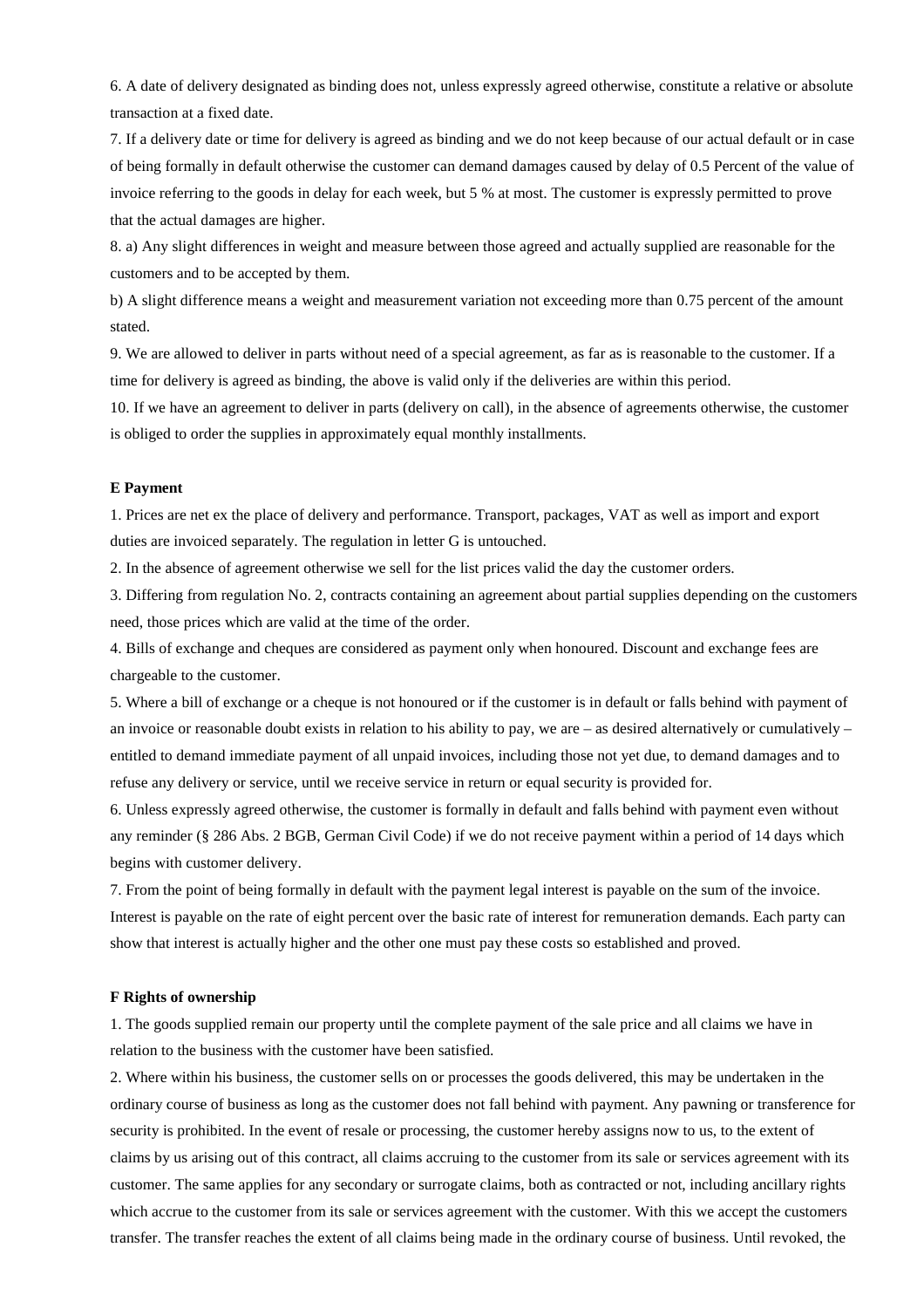6. A date of delivery designated as binding does not, unless expressly agreed otherwise, constitute a relative or absolute transaction at a fixed date.

7. If a delivery date or time for delivery is agreed as binding and we do not keep because of our actual default or in case of being formally in default otherwise the customer can demand damages caused by delay of 0.5 Percent of the value of invoice referring to the goods in delay for each week, but 5 % at most. The customer is expressly permitted to prove that the actual damages are higher.

8. a) Any slight differences in weight and measure between those agreed and actually supplied are reasonable for the customers and to be accepted by them.

b) A slight difference means a weight and measurement variation not exceeding more than 0.75 percent of the amount stated.

9. We are allowed to deliver in parts without need of a special agreement, as far as is reasonable to the customer. If a time for delivery is agreed as binding, the above is valid only if the deliveries are within this period.

10. If we have an agreement to deliver in parts (delivery on call), in the absence of agreements otherwise, the customer is obliged to order the supplies in approximately equal monthly installments.

**E Payment**

1. Prices are net ex the place of delivery and performance. Transport, packages, VAT as well as import and export duties are invoiced separately. The regulation in letter G is untouched.

2. In the absence of agreement otherwise we sell for the list prices valid the day the customer orders.

3. Differing from regulation No. 2, contracts containing an agreement about partial supplies depending on the customers need, those prices which are valid at the time of the order.

4. Bills of exchange and cheques are considered as payment only when honoured. Discount and exchange fees are chargeable to the customer.

5. Where a bill of exchange or a cheque is not honoured or if the customer is in default or falls behind with payment of an invoice or reasonable doubt exists in relation to his ability to pay, we are – as desired alternatively or cumulatively – entitled to demand immediate payment of all unpaid invoices, including those not yet due, to demand damages and to refuse any delivery or service, until we receive service in return or equal security is provided for.

6. Unless expressly agreed otherwise, the customer is formally in default and falls behind with payment even without any reminder (§ 286 Abs. 2 BGB, German Civil Code) if we do not receive payment within a period of 14 days which begins with customer delivery.

7. From the point of being formally in default with the payment legal interest is payable on the sum of the invoice. Interest is payable on the rate of eight percent over the basic rate of interest for remuneration demands. Each party can show that interest is actually higher and the other one must pay these costs so established and proved.

**F Rights of ownership**

1. The goods supplied remain our property until the complete payment of the sale price and all claims we have in relation to the business with the customer have been satisfied.

2. Where within his business, the customer sells on or processes the goods delivered, this may be undertaken in the ordinary course of business as long as the customer does not fall behind with payment. Any pawning or transference for security is prohibited. In the event of resale or processing, the customer hereby assigns now to us, to the extent of claims by us arising out of this contract, all claims accruing to the customer from its sale or services agreement with its customer. The same applies for any secondary or surrogate claims, both as contracted or not, including ancillary rights which accrue to the customer from its sale or services agreement with the customer. With this we accept the customers transfer. The transfer reaches the extent of all claims being made in the ordinary course of business. Until revoked, the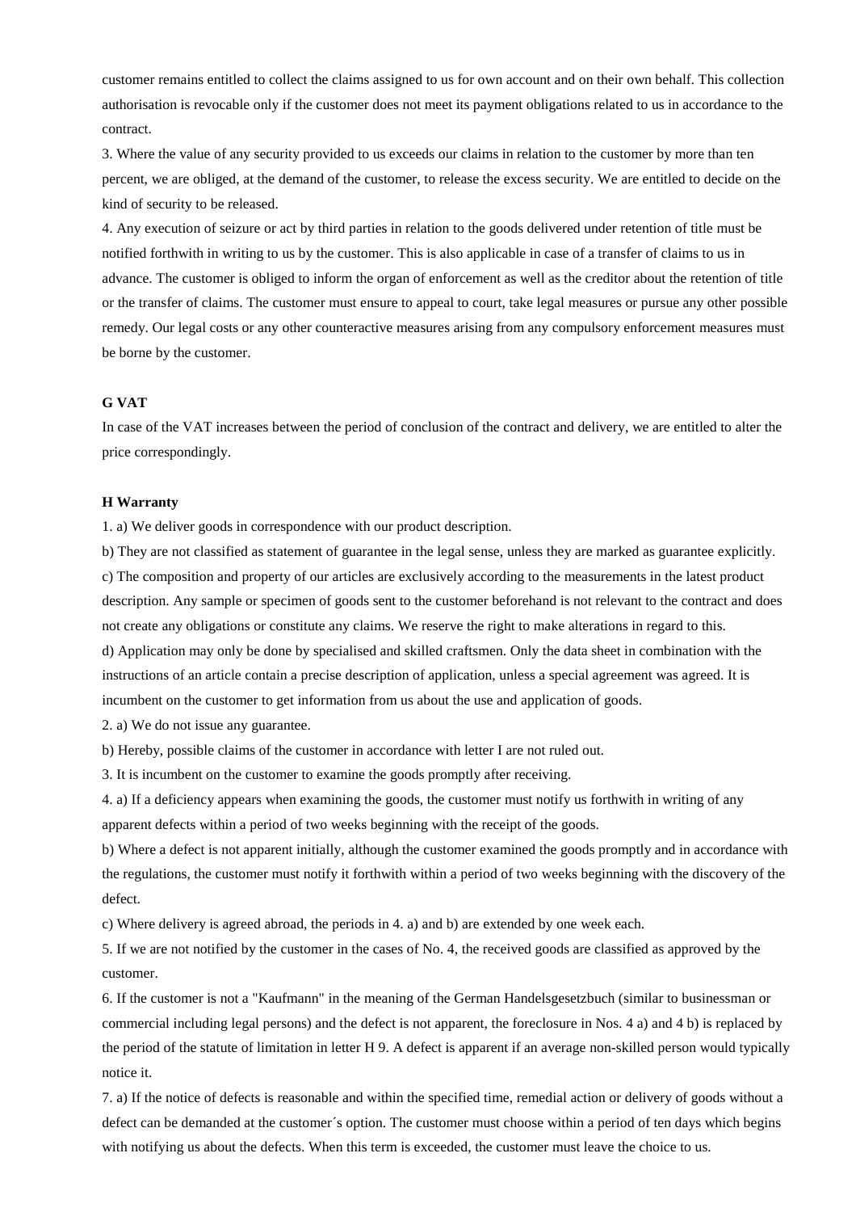customer remains entitled to collect the claims assigned to us for own account and on their own behalf. This collection authorisation is revocable only if the customer does not meet its payment obligations related to us in accordance to the contract.

3. Where the value of any security provided to us exceeds our claims in relation to the customer by more than ten percent, we are obliged, at the demand of the customer, to release the excess security. We are entitled to decide on the kind of security to be released.

4. Any execution of seizure or act by third parties in relation to the goods delivered under retention of title must be notified forthwith in writing to us by the customer. This is also applicable in case of a transfer of claims to us in advance. The customer is obliged to inform the organ of enforcement as well as the creditor about the retention of title or the transfer of claims. The customer must ensure to appeal to court, take legal measures or pursue any other possible remedy. Our legal costs or any other counteractive measures arising from any compulsory enforcement measures must be borne by the customer.

**G VAT**

In case of the VAT increases between the period of conclusion of the contract and delivery, we are entitled to alter the price correspondingly.

**H Warranty**

1. a) We deliver goods in correspondence with our product description.

b) They are not classified as statement of guarantee in the legal sense, unless they are marked as guarantee explicitly.

c) The composition and property of our articles are exclusively according to the measurements in the latest product description. Any sample or specimen of goods sent to the customer beforehand is not relevant to the contract and does not create any obligations or constitute any claims. We reserve the right to make alterations in regard to this.

d) Application may only be done by specialised and skilled craftsmen. Only the data sheet in combination with the instructions of an article contain a precise description of application, unless a special agreement was agreed. It is incumbent on the customer to get information from us about the use and application of goods.

2. a) We do not issue any guarantee.

b) Hereby, possible claims of the customer in accordance with letter I are not ruled out.

3. It is incumbent on the customer to examine the goods promptly after receiving.

4. a) If a deficiency appears when examining the goods, the customer must notify us forthwith in writing of any apparent defects within a period of two weeks beginning with the receipt of the goods.

b) Where a defect is not apparent initially, although the customer examined the goods promptly and in accordance with the regulations, the customer must notify it forthwith within a period of two weeks beginning with the discovery of the defect.

c) Where delivery is agreed abroad, the periods in 4. a) and b) are extended by one week each.

5. If we are not notified by the customer in the cases of No. 4, the received goods are classified as approved by the customer.

6. If the customer is not a "Kaufmann" in the meaning of the German Handelsgesetzbuch (similar to businessman or commercial including legal persons) and the defect is not apparent, the foreclosure in Nos. 4 a) and 4 b) is replaced by the period of the statute of limitation in letter H 9. A defect is apparent if an average non-skilled person would typically notice it.

7. a) If the notice of defects is reasonable and within the specified time, remedial action or delivery of goods without a defect can be demanded at the customer´s option. The customer must choose within a period of ten days which begins with notifying us about the defects. When this term is exceeded, the customer must leave the choice to us.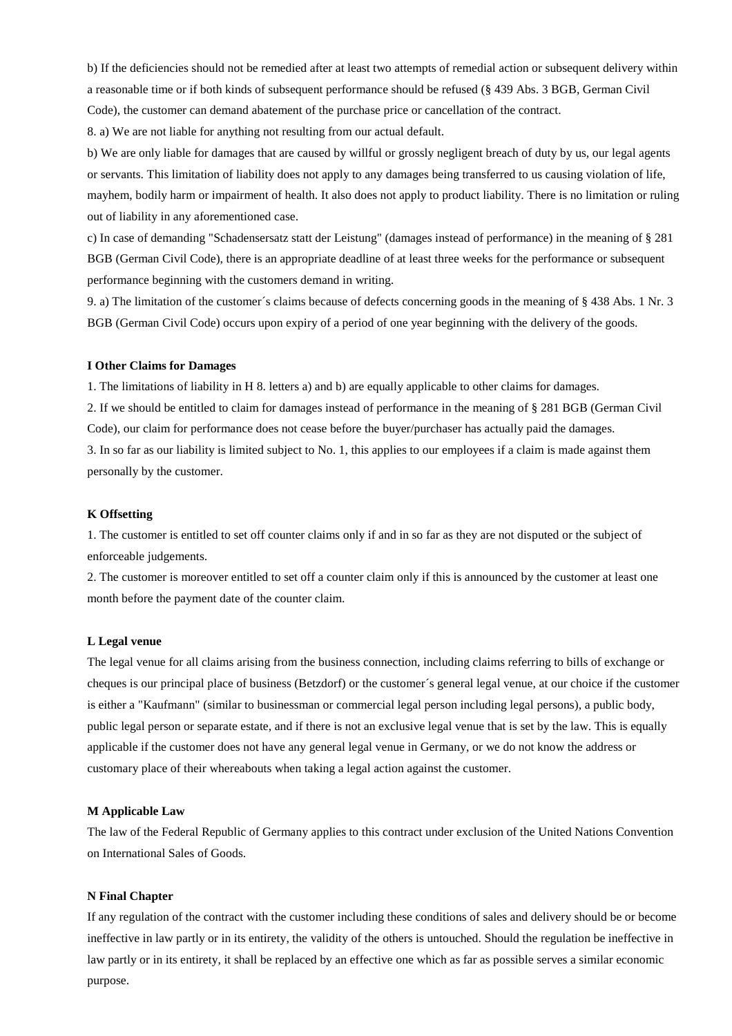b) If the deficiencies should not be remedied after at least two attempts of remedial action or subsequent delivery within a reasonable time or if both kinds of subsequent performance should be refused (§ 439 Abs. 3 BGB, German Civil Code), the customer can demand abatement of the purchase price or cancellation of the contract.

8. a) We are not liable for anything not resulting from our actual default.

b) We are only liable for damages that are caused by willful or grossly negligent breach of duty by us, our legal agents or servants. This limitation of liability does not apply to any damages being transferred to us causing violation of life, mayhem, bodily harm or impairment of health. It also does not apply to product liability. There is no limitation or ruling out of liability in any aforementioned case.

c) In case of demanding "Schadensersatz statt der Leistung" (damages instead of performance) in the meaning of § 281 BGB (German Civil Code), there is an appropriate deadline of at least three weeks for the performance or subsequent performance beginning with the customers demand in writing.

9. a) The limitation of the customer´s claims because of defects concerning goods in the meaning of § 438 Abs. 1 Nr. 3 BGB (German Civil Code) occurs upon expiry of a period of one year beginning with the delivery of the goods.

**I Other Claims for Damages**

1. The limitations of liability in H 8. letters a) and b) are equally applicable to other claims for damages.

2. If we should be entitled to claim for damages instead of performance in the meaning of § 281 BGB (German Civil Code), our claim for performance does not cease before the buyer/purchaser has actually paid the damages.

3. In so far as our liability is limited subject to No. 1, this applies to our employees if a claim is made against them personally by the customer.

**K Offsetting**

1. The customer is entitled to set off counter claims only if and in so far as they are not disputed or the subject of enforceable judgements.

2. The customer is moreover entitled to set off a counter claim only if this is announced by the customer at least one month before the payment date of the counter claim.

**L Legal venue**

The legal venue for all claims arising from the business connection, including claims referring to bills of exchange or cheques is our principal place of business (Betzdorf) or the customer´s general legal venue, at our choice if the customer is either a "Kaufmann" (similar to businessman or commercial legal person including legal persons), a public body, public legal person or separate estate, and if there is not an exclusive legal venue that is set by the law. This is equally applicable if the customer does not have any general legal venue in Germany, or we do not know the address or customary place of their whereabouts when taking a legal action against the customer.

**M Applicable Law**

The law of the Federal Republic of Germany applies to this contract under exclusion of the United Nations Convention on International Sales of Goods.

**N Final Chapter**

If any regulation of the contract with the customer including these conditions of sales and delivery should be or become ineffective in law partly or in its entirety, the validity of the others is untouched. Should the regulation be ineffective in law partly or in its entirety, it shall be replaced by an effective one which as far as possible serves a similar economic purpose.